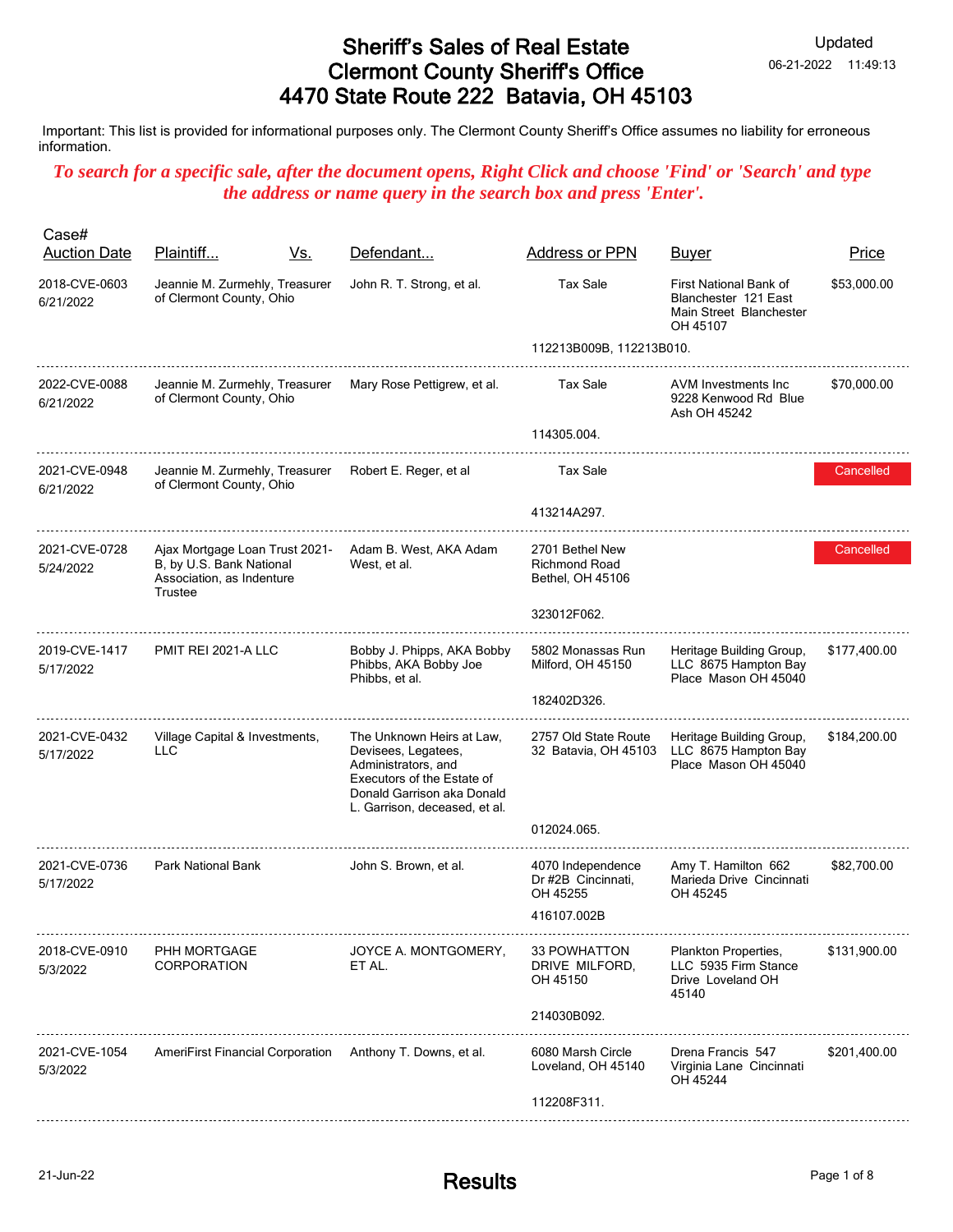# Sheriff's Sales of Real Estate
# Clermont County Sheriff's Office
# 4470 State Route 222 Batavia, OH 45103

Updated
06-21-2022 11:49:13

Important: This list is provided for informational purposes only. The Clermont County Sheriff's Office assumes no liability for erroneous information.

*To search for a specific sale, after the document opens, Right Click and choose 'Find' or 'Search' and type the address or name query in the search box and press 'Enter'.*

| Case# Auction Date | Plaintiff... | Vs. | Defendant... | Address or PPN | Buyer | Price |
|---|---|---|---|---|---|---|
| 2018-CVE-0603 6/21/2022 | Jeannie M. Zurmehly, Treasurer of Clermont County, Ohio | | John R. T. Strong, et al. | Tax Sale 112213B009B, 112213B010. | First National Bank of Blanchester 121 East Main Street Blanchester OH 45107 | $53,000.00 |
| 2022-CVE-0088 6/21/2022 | Jeannie M. Zurmehly, Treasurer of Clermont County, Ohio | | Mary Rose Pettigrew, et al. | Tax Sale 114305.004. | AVM Investments Inc 9228 Kenwood Rd Blue Ash OH 45242 | $70,000.00 |
| 2021-CVE-0948 6/21/2022 | Jeannie M. Zurmehly, Treasurer of Clermont County, Ohio | | Robert E. Reger, et al | Tax Sale 413214A297. | | Cancelled |
| 2021-CVE-0728 5/24/2022 | Ajax Mortgage Loan Trust 2021-B, by U.S. Bank National Association, as Indenture Trustee | | Adam B. West, AKA Adam West, et al. | 2701 Bethel New Richmond Road Bethel, OH 45106 323012F062. | | Cancelled |
| 2019-CVE-1417 5/17/2022 | PMIT REI 2021-A LLC | | Bobby J. Phipps, AKA Bobby Phibbs, AKA Bobby Joe Phibbs, et al. | 5802 Monassas Run Milford, OH 45150 182402D326. | Heritage Building Group, LLC 8675 Hampton Bay Place Mason OH 45040 | $177,400.00 |
| 2021-CVE-0432 5/17/2022 | Village Capital & Investments, LLC | | The Unknown Heirs at Law, Devisees, Legatees, Administrators, and Executors of the Estate of Donald Garrison aka Donald L. Garrison, deceased, et al. | 2757 Old State Route 32 Batavia, OH 45103 012024.065. | Heritage Building Group, LLC 8675 Hampton Bay Place Mason OH 45040 | $184,200.00 |
| 2021-CVE-0736 5/17/2022 | Park National Bank | | John S. Brown, et al. | 4070 Independence Dr #2B Cincinnati, OH 45255 416107.002B | Amy T. Hamilton 662 Marieda Drive Cincinnati OH 45245 | $82,700.00 |
| 2018-CVE-0910 5/3/2022 | PHH MORTGAGE CORPORATION | | JOYCE A. MONTGOMERY, ET AL. | 33 POWHATTON DRIVE MILFORD, OH 45150 214030B092. | Plankton Properties, LLC 5935 Firm Stance Drive Loveland OH 45140 | $131,900.00 |
| 2021-CVE-1054 5/3/2022 | AmeriFirst Financial Corporation | | Anthony T. Downs, et al. | 6080 Marsh Circle Loveland, OH 45140 112208F311. | Drena Francis 547 Virginia Lane Cincinnati OH 45244 | $201,400.00 |

21-Jun-22

**Results**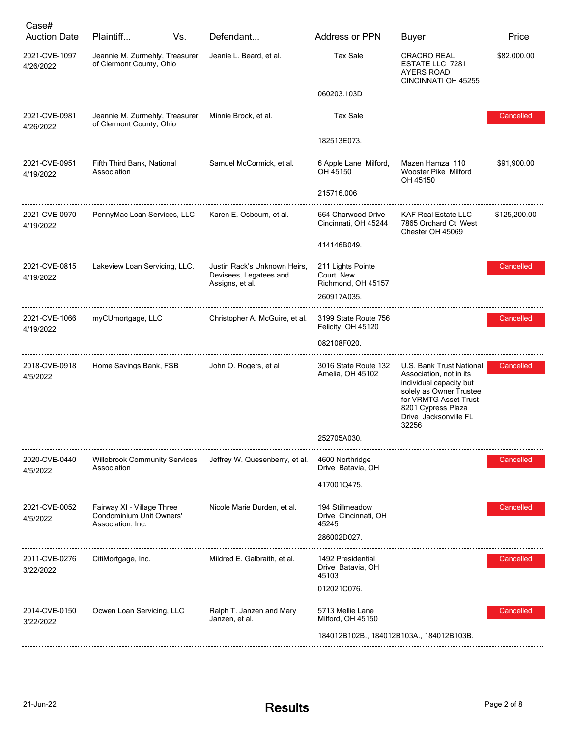| Case# Auction Date | Plaintiff... | Vs. | Defendant... | Address or PPN | Buyer | Price |
|---|---|---|---|---|---|---|
| 2021-CVE-1097 4/26/2022 | Jeannie M. Zurmehly, Treasurer of Clermont County, Ohio | | Jeanie L. Beard, et al. | Tax Sale 060203.103D | CRACRO REAL ESTATE LLC 7281 AYERS ROAD CINCINNATI OH 45255 | $82,000.00 |
| 2021-CVE-0981 4/26/2022 | Jeannie M. Zurmehly, Treasurer of Clermont County, Ohio | | Minnie Brock, et al. | Tax Sale 182513E073. | | Cancelled |
| 2021-CVE-0951 4/19/2022 | Fifth Third Bank, National Association | | Samuel McCormick, et al. | 6 Apple Lane Milford, OH 45150 215716.006 | Mazen Hamza 110 Wooster Pike Milford OH 45150 | $91,900.00 |
| 2021-CVE-0970 4/19/2022 | PennyMac Loan Services, LLC | | Karen E. Osbourn, et al. | 664 Charwood Drive Cincinnati, OH 45244 414146B049. | KAF Real Estate LLC 7865 Orchard Ct West Chester OH 45069 | $125,200.00 |
| 2021-CVE-0815 4/19/2022 | Lakeview Loan Servicing, LLC. | | Justin Rack's Unknown Heirs, Devisees, Legatees and Assigns, et al. | 211 Lights Pointe Court New Richmond, OH 45157 260917A035. | | Cancelled |
| 2021-CVE-1066 4/19/2022 | myCUmortgage, LLC | | Christopher A. McGuire, et al. | 3199 State Route 756 Felicity, OH 45120 082108F020. | | Cancelled |
| 2018-CVE-0918 4/5/2022 | Home Savings Bank, FSB | | John O. Rogers, et al | 3016 State Route 132 Amelia, OH 45102 252705A030. | U.S. Bank Trust National Association, not in its individual capacity but solely as Owner Trustee for VRMTG Asset Trust 8201 Cypress Plaza Drive Jacksonville FL 32256 | Cancelled |
| 2020-CVE-0440 4/5/2022 | Willobrook Community Services Association | | Jeffrey W. Quesenberry, et al. | 4600 Northridge Drive Batavia, OH 417001Q475. | | Cancelled |
| 2021-CVE-0052 4/5/2022 | Fairway XI - Village Three Condominium Unit Owners' Association, Inc. | | Nicole Marie Durden, et al. | 194 Stillmeadow Drive Cincinnati, OH 45245 286002D027. | | Cancelled |
| 2011-CVE-0276 3/22/2022 | CitiMortgage, Inc. | | Mildred E. Galbraith, et al. | 1492 Presidential Drive Batavia, OH 45103 012021C076. | | Cancelled |
| 2014-CVE-0150 3/22/2022 | Ocwen Loan Servicing, LLC | | Ralph T. Janzen and Mary Janzen, et al. | 5713 Mellie Lane Milford, OH 45150 184012B102B., 184012B103A., 184012B103B. | | Cancelled |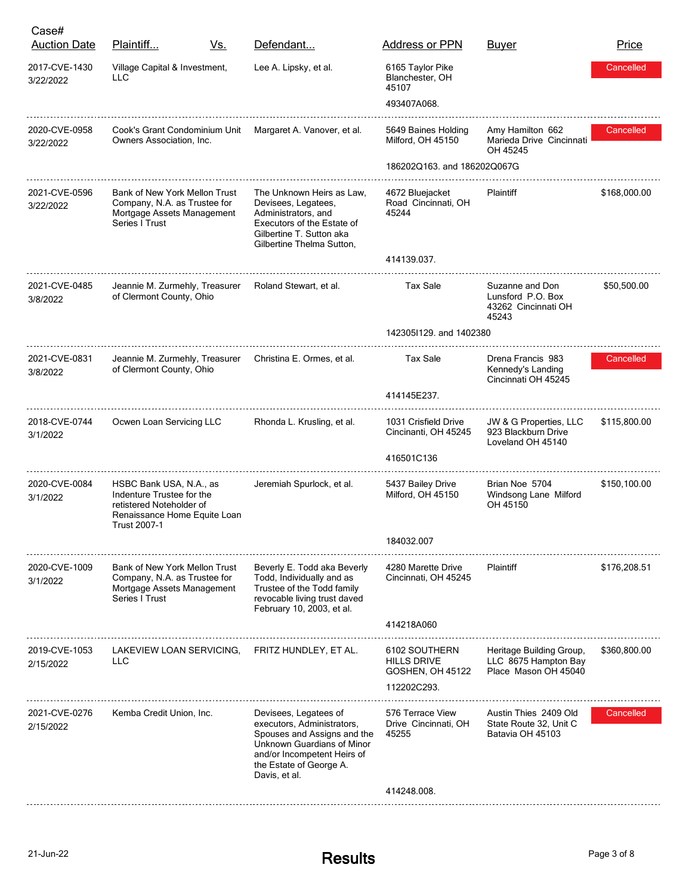| Case# Auction Date | Plaintiff... | Vs. | Defendant... | Address or PPN | Buyer | Price |
|---|---|---|---|---|---|---|
| 2017-CVE-1430 3/22/2022 | Village Capital & Investment, LLC | | Lee A. Lipsky, et al. | 6165 Taylor Pike Blanchester, OH 45107 493407A068. | | Cancelled |
| 2020-CVE-0958 3/22/2022 | Cook's Grant Condominium Unit Owners Association, Inc. | | Margaret A. Vanover, et al. | 5649 Baines Holding Milford, OH 45150 186202Q163. and 186202Q067G | Amy Hamilton 662 Marieda Drive Cincinnati OH 45245 | Cancelled |
| 2021-CVE-0596 3/22/2022 | Bank of New York Mellon Trust Company, N.A. as Trustee for Mortgage Assets Management Series I Trust | | The Unknown Heirs as Law, Devisees, Legatees, Administrators, and Executors of the Estate of Gilbertine T. Sutton aka Gilbertine Thelma Sutton, | 4672 Bluejacket Road Cincinnati, OH 45244 414139.037. | Plaintiff | $168,000.00 |
| 2021-CVE-0485 3/8/2022 | Jeannie M. Zurmehly, Treasurer of Clermont County, Ohio | | Roland Stewart, et al. | Tax Sale 142305I129. and 1402380 | Suzanne and Don Lunsford P.O. Box 43262 Cincinnati OH 45243 | $50,500.00 |
| 2021-CVE-0831 3/8/2022 | Jeannie M. Zurmehly, Treasurer of Clermont County, Ohio | | Christina E. Ormes, et al. | Tax Sale 414145E237. | Drena Francis 983 Kennedy's Landing Cincinnati OH 45245 | Cancelled |
| 2018-CVE-0744 3/1/2022 | Ocwen Loan Servicing LLC | | Rhonda L. Krusling, et al. | 1031 Crisfield Drive Cincinanti, OH 45245 416501C136 | JW & G Properties, LLC 923 Blackburn Drive Loveland OH 45140 | $115,800.00 |
| 2020-CVE-0084 3/1/2022 | HSBC Bank USA, N.A., as Indenture Trustee for the retistered Noteholder of Renaissance Home Equite Loan Trust 2007-1 | | Jeremiah Spurlock, et al. | 5437 Bailey Drive Milford, OH 45150 184032.007 | Brian Noe 5704 Windsong Lane Milford OH 45150 | $150,100.00 |
| 2020-CVE-1009 3/1/2022 | Bank of New York Mellon Trust Company, N.A. as Trustee for Mortgage Assets Management Series I Trust | | Beverly E. Todd aka Beverly Todd, Individually and as Trustee of the Todd family revocable living trust daved February 10, 2003, et al. | 4280 Marette Drive Cincinnati, OH 45245 414218A060 | Plaintiff | $176,208.51 |
| 2019-CVE-1053 2/15/2022 | LAKEVIEW LOAN SERVICING, LLC | | FRITZ HUNDLEY, ET AL. | 6102 SOUTHERN HILLS DRIVE GOSHEN, OH 45122 112202C293. | Heritage Building Group, LLC 8675 Hampton Bay Place Mason OH 45040 | $360,800.00 |
| 2021-CVE-0276 2/15/2022 | Kemba Credit Union, Inc. | | Devisees, Legatees of executors, Administrators, Spouses and Assigns and the Unknown Guardians of Minor and/or Incompetent Heirs of the Estate of George A. Davis, et al. | 576 Terrace View Drive Cincinnati, OH 45255 414248.008. | Austin Thies 2409 Old State Route 32, Unit C Batavia OH 45103 | Cancelled |

21-Jun-22

Results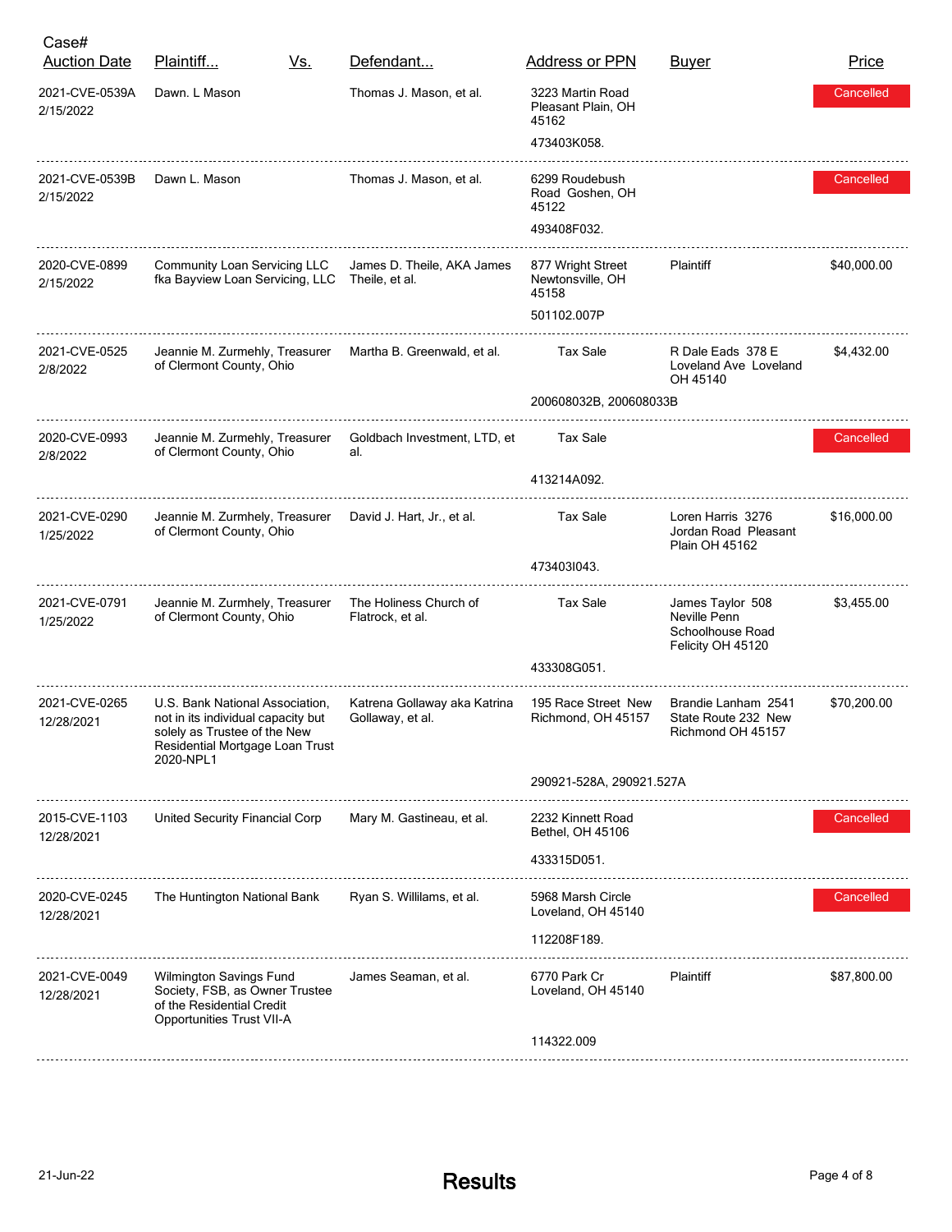| Case# Auction Date | Plaintiff... | Vs. | Defendant... | Address or PPN | Buyer | Price |
|---|---|---|---|---|---|---|
| 2021-CVE-0539A 2/15/2022 | Dawn. L Mason | | Thomas J. Mason, et al. | 3223 Martin Road Pleasant Plain, OH 45162 473403K058. | | Cancelled |
| 2021-CVE-0539B 2/15/2022 | Dawn L. Mason | | Thomas J. Mason, et al. | 6299 Roudebush Road Goshen, OH 45122 493408F032. | | Cancelled |
| 2020-CVE-0899 2/15/2022 | Community Loan Servicing LLC fka Bayview Loan Servicing, LLC | | James D. Theile, AKA James Theile, et al. | 877 Wright Street Newtonsville, OH 45158 501102.007P | Plaintiff | $40,000.00 |
| 2021-CVE-0525 2/8/2022 | Jeannie M. Zurmehly, Treasurer of Clermont County, Ohio | | Martha B. Greenwald, et al. | Tax Sale 200608032B, 200608033B | R Dale Eads 378 E Loveland Ave Loveland OH 45140 | $4,432.00 |
| 2020-CVE-0993 2/8/2022 | Jeannie M. Zurmehly, Treasurer of Clermont County, Ohio | | Goldbach Investment, LTD, et al. | Tax Sale 413214A092. | | Cancelled |
| 2021-CVE-0290 1/25/2022 | Jeannie M. Zurmhely, Treasurer of Clermont County, Ohio | | David J. Hart, Jr., et al. | Tax Sale 473403I043. | Loren Harris 3276 Jordan Road Pleasant Plain OH 45162 | $16,000.00 |
| 2021-CVE-0791 1/25/2022 | Jeannie M. Zurmhely, Treasurer of Clermont County, Ohio | | The Holiness Church of Flatrock, et al. | Tax Sale 433308G051. | James Taylor 508 Neville Penn Schoolhouse Road Felicity OH 45120 | $3,455.00 |
| 2021-CVE-0265 12/28/2021 | U.S. Bank National Association, not in its individual capacity but solely as Trustee of the New Residential Mortgage Loan Trust 2020-NPL1 | | Katrena Gollaway aka Katrina Gollaway, et al. | 195 Race Street New Richmond, OH 45157 290921-528A, 290921.527A | Brandie Lanham 2541 State Route 232 New Richmond OH 45157 | $70,200.00 |
| 2015-CVE-1103 12/28/2021 | United Security Financial Corp | | Mary M. Gastineau, et al. | 2232 Kinnett Road Bethel, OH 45106 433315D051. | | Cancelled |
| 2020-CVE-0245 12/28/2021 | The Huntington National Bank | | Ryan S. Willilams, et al. | 5968 Marsh Circle Loveland, OH 45140 112208F189. | | Cancelled |
| 2021-CVE-0049 12/28/2021 | Wilmington Savings Fund Society, FSB, as Owner Trustee of the Residential Credit Opportunities Trust VII-A | | James Seaman, et al. | 6770 Park Cr Loveland, OH 45140 114322.009 | Plaintiff | $87,800.00 |

# Results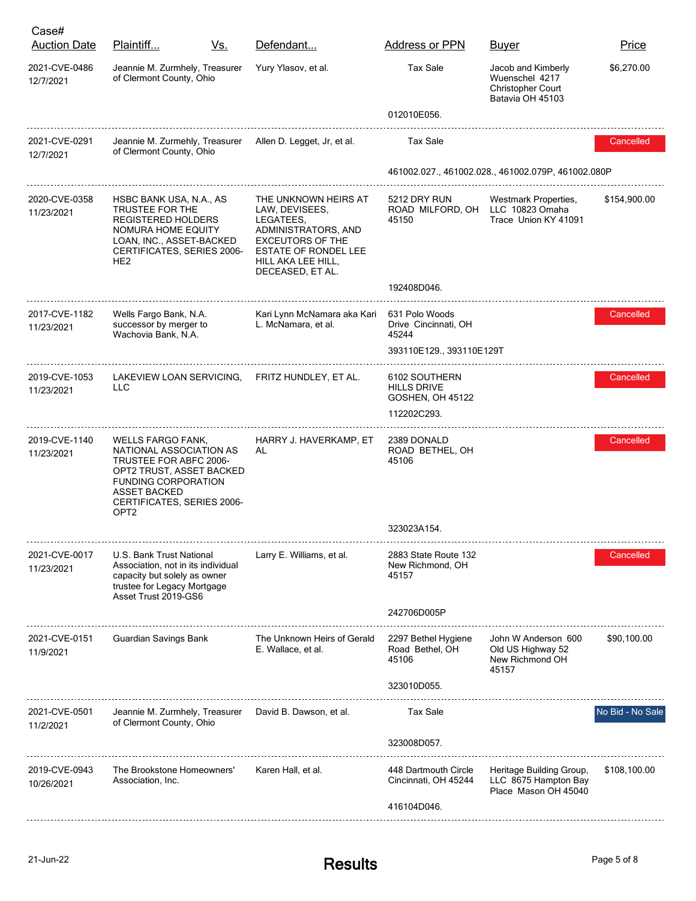| Case# Auction Date | Plaintiff... | Vs. | Defendant... | Address or PPN | Buyer | Price |
|---|---|---|---|---|---|---|
| 2021-CVE-0486 12/7/2021 | Jeannie M. Zurmhely, Treasurer of Clermont County, Ohio | | Yury Ylasov, et al. | Tax Sale 012010E056. | Jacob and Kimberly Wuenschel 4217 Christopher Court Batavia OH 45103 | $6,270.00 |
| 2021-CVE-0291 12/7/2021 | Jeannie M. Zurmehly, Treasurer of Clermont County, Ohio | | Allen D. Legget, Jr, et al. | Tax Sale 461002.027., 461002.028., 461002.079P, 461002.080P | | Cancelled |
| 2020-CVE-0358 11/23/2021 | HSBC BANK USA, N.A., AS TRUSTEE FOR THE REGISTERED HOLDERS NOMURA HOME EQUITY LOAN, INC., ASSET-BACKED CERTIFICATES, SERIES 2006-HE2 | | THE UNKNOWN HEIRS AT LAW, DEVISEES, LEGATEES, ADMINISTRATORS, AND EXCEUTORS OF THE ESTATE OF RONDEL LEE HILL AKA LEE HILL, DECEASED, ET AL. | 5212 DRY RUN ROAD MILFORD, OH 45150 192408D046. | Westmark Properties, LLC 10823 Omaha Trace Union KY 41091 | $154,900.00 |
| 2017-CVE-1182 11/23/2021 | Wells Fargo Bank, N.A. successor by merger to Wachovia Bank, N.A. | | Kari Lynn McNamara aka Kari L. McNamara, et al. | 631 Polo Woods Drive Cincinnati, OH 45244 393110E129., 393110E129T | | Cancelled |
| 2019-CVE-1053 11/23/2021 | LAKEVIEW LOAN SERVICING, LLC | | FRITZ HUNDLEY, ET AL. | 6102 SOUTHERN HILLS DRIVE GOSHEN, OH 45122 112202C293. | | Cancelled |
| 2019-CVE-1140 11/23/2021 | WELLS FARGO FANK, NATIONAL ASSOCIATION AS TRUSTEE FOR ABFC 2006-OPT2 TRUST, ASSET BACKED FUNDING CORPORATION ASSET BACKED CERTIFICATES, SERIES 2006-OPT2 | | HARRY J. HAVERKAMP, ET AL | 2389 DONALD ROAD BETHEL, OH 45106 323023A154. | | Cancelled |
| 2021-CVE-0017 11/23/2021 | U.S. Bank Trust National Association, not in its individual capacity but solely as owner trustee for Legacy Mortgage Asset Trust 2019-GS6 | | Larry E. Williams, et al. | 2883 State Route 132 New Richmond, OH 45157 242706D005P | | Cancelled |
| 2021-CVE-0151 11/9/2021 | Guardian Savings Bank | | The Unknown Heirs of Gerald E. Wallace, et al. | 2297 Bethel Hygiene Road Bethel, OH 45106 323010D055. | John W Anderson 600 Old US Highway 52 New Richmond OH 45157 | $90,100.00 |
| 2021-CVE-0501 11/2/2021 | Jeannie M. Zurmhely, Treasurer of Clermont County, Ohio | | David B. Dawson, et al. | Tax Sale 323008D057. | | No Bid - No Sale |
| 2019-CVE-0943 10/26/2021 | The Brookstone Homeowners' Association, Inc. | | Karen Hall, et al. | 448 Dartmouth Circle Cincinnati, OH 45244 416104D046. | Heritage Building Group, LLC 8675 Hampton Bay Place Mason OH 45040 | $108,100.00 |

21-Jun-22

Results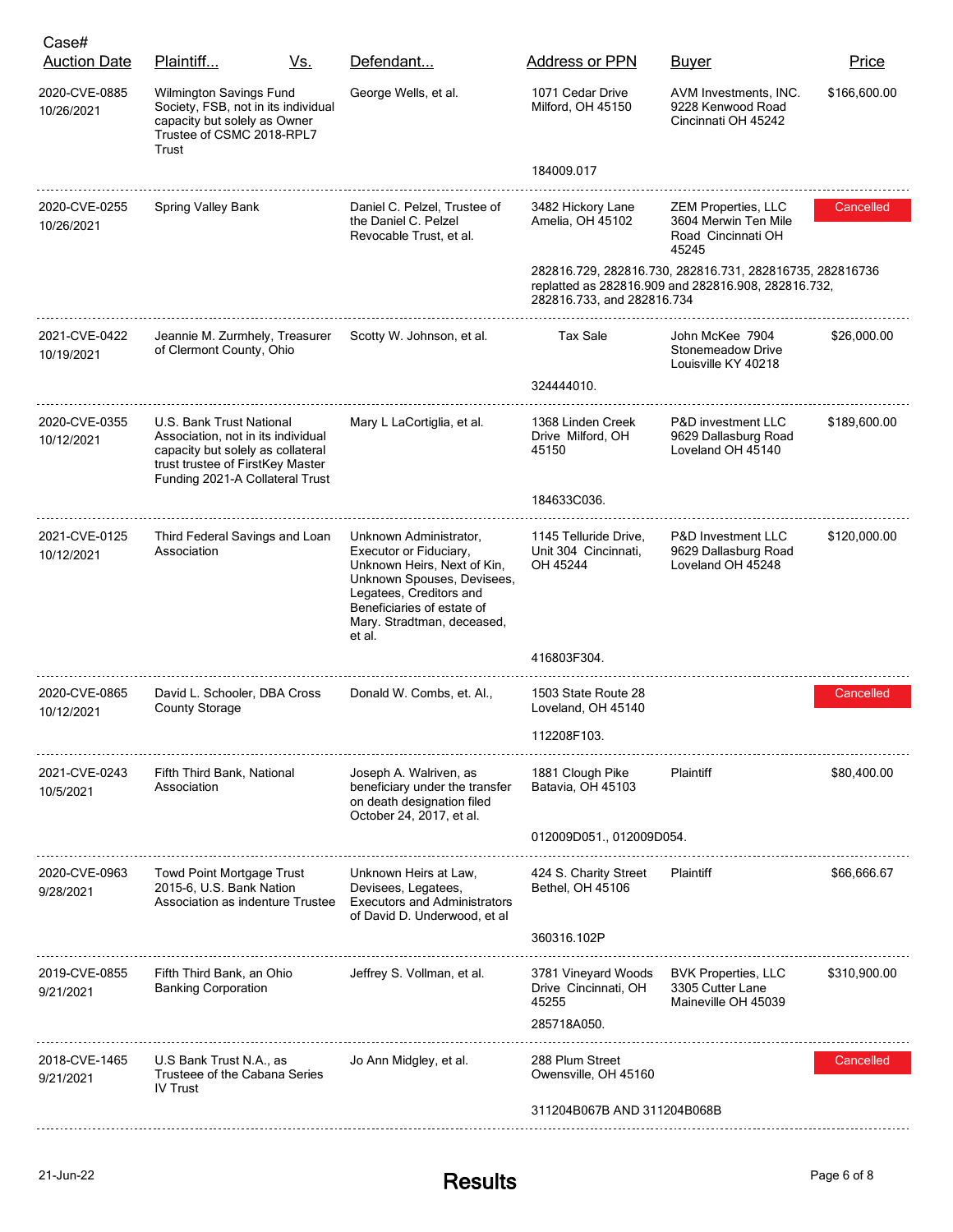| Case# Auction Date | Plaintiff... | Vs. | Defendant... | Address or PPN | Buyer | Price |
|---|---|---|---|---|---|---|
| 2020-CVE-0885 10/26/2021 | Wilmington Savings Fund Society, FSB, not in its individual capacity but solely as Owner Trustee of CSMC 2018-RPL7 Trust | | George Wells, et al. | 1071 Cedar Drive Milford, OH 45150 184009.017 | AVM Investments, INC. 9228 Kenwood Road Cincinnati OH 45242 | $166,600.00 |
| 2020-CVE-0255 10/26/2021 | Spring Valley Bank | | Daniel C. Pelzel, Trustee of the Daniel C. Pelzel Revocable Trust, et al. | 3482 Hickory Lane Amelia, OH 45102 282816.729, 282816.730, 282816.731, 282816735, 282816736 replatted as 282816.909 and 282816.908, 282816.732, 282816.733, and 282816.734 | ZEM Properties, LLC 3604 Merwin Ten Mile Road Cincinnati OH 45245 | Cancelled |
| 2021-CVE-0422 10/19/2021 | Jeannie M. Zurmhely, Treasurer of Clermont County, Ohio | | Scotty W. Johnson, et al. | Tax Sale 324444010. | John McKee 7904 Stonemeadow Drive Louisville KY 40218 | $26,000.00 |
| 2020-CVE-0355 10/12/2021 | U.S. Bank Trust National Association, not in its individual capacity but solely as collateral trust trustee of FirstKey Master Funding 2021-A Collateral Trust | | Mary L LaCortiglia, et al. | 1368 Linden Creek Drive Milford, OH 45150 184633C036. | P&D investment LLC 9629 Dallasburg Road Loveland OH 45140 | $189,600.00 |
| 2021-CVE-0125 10/12/2021 | Third Federal Savings and Loan Association | | Unknown Administrator, Executor or Fiduciary, Unknown Heirs, Next of Kin, Unknown Spouses, Devisees, Legatees, Creditors and Beneficiaries of estate of Mary. Stradtman, deceased, et al. | 1145 Telluride Drive, Unit 304 Cincinnati, OH 45244 416803F304. | P&D Investment LLC 9629 Dallasburg Road Loveland OH 45248 | $120,000.00 |
| 2020-CVE-0865 10/12/2021 | David L. Schooler, DBA Cross County Storage | | Donald W. Combs, et. Al., | 1503 State Route 28 Loveland, OH 45140 112208F103. | | Cancelled |
| 2021-CVE-0243 10/5/2021 | Fifth Third Bank, National Association | | Joseph A. Walriven, as beneficiary under the transfer on death designation filed October 24, 2017, et al. | 1881 Clough Pike Batavia, OH 45103 012009D051., 012009D054. | Plaintiff | $80,400.00 |
| 2020-CVE-0963 9/28/2021 | Towd Point Mortgage Trust 2015-6, U.S. Bank Nation Association as indenture Trustee | | Unknown Heirs at Law, Devisees, Legatees, Executors and Administrators of David D. Underwood, et al | 424 S. Charity Street Bethel, OH 45106 360316.102P | Plaintiff | $66,666.67 |
| 2019-CVE-0855 9/21/2021 | Fifth Third Bank, an Ohio Banking Corporation | | Jeffrey S. Vollman, et al. | 3781 Vineyard Woods Drive Cincinnati, OH 45255 285718A050. | BVK Properties, LLC 3305 Cutter Lane Maineville OH 45039 | $310,900.00 |
| 2018-CVE-1465 9/21/2021 | U.S Bank Trust N.A., as Trusteee of the Cabana Series IV Trust | | Jo Ann Midgley, et al. | 288 Plum Street Owensville, OH 45160 311204B067B AND 311204B068B | | Cancelled |

21-Jun-22

Results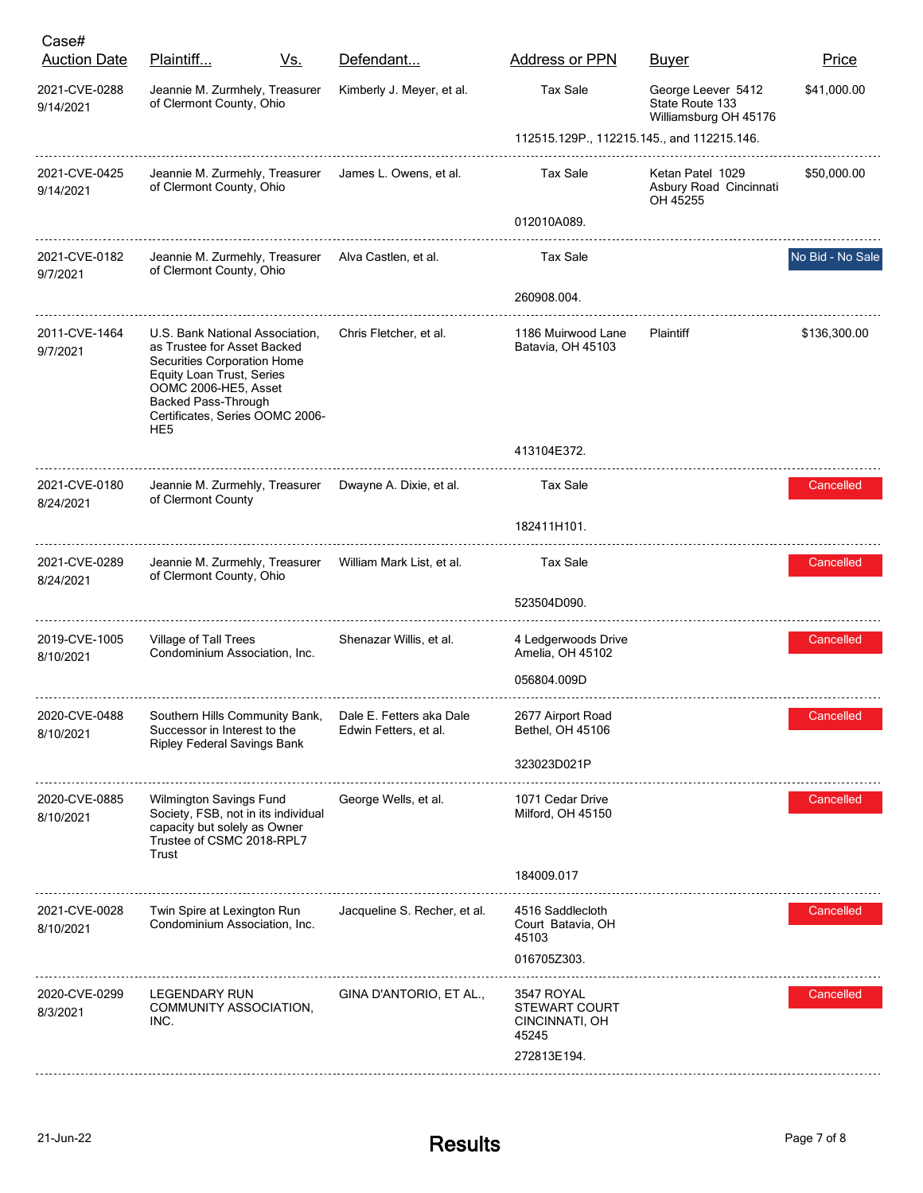| Case# Auction Date | Plaintiff... | Vs. | Defendant... | Address or PPN | Buyer | Price |
|---|---|---|---|---|---|---|
| 2021-CVE-0288 9/14/2021 | Jeannie M. Zurmhely, Treasurer of Clermont County, Ohio | | Kimberly J. Meyer, et al. | Tax Sale 112515.129P., 112215.145., and 112215.146. | George Leever 5412 State Route 133 Williamsburg OH 45176 | $41,000.00 |
| 2021-CVE-0425 9/14/2021 | Jeannie M. Zurmehly, Treasurer of Clermont County, Ohio | | James L. Owens, et al. | Tax Sale 012010A089. | Ketan Patel 1029 Asbury Road Cincinnati OH 45255 | $50,000.00 |
| 2021-CVE-0182 9/7/2021 | Jeannie M. Zurmehly, Treasurer of Clermont County, Ohio | | Alva Castlen, et al. | Tax Sale 260908.004. | | No Bid - No Sale |
| 2011-CVE-1464 9/7/2021 | U.S. Bank National Association, as Trustee for Asset Backed Securities Corporation Home Equity Loan Trust, Series OOMC 2006-HE5, Asset Backed Pass-Through Certificates, Series OOMC 2006-HE5 | | Chris Fletcher, et al. | 1186 Muirwood Lane Batavia, OH 45103 413104E372. | Plaintiff | $136,300.00 |
| 2021-CVE-0180 8/24/2021 | Jeannie M. Zurmehly, Treasurer of Clermont County | | Dwayne A. Dixie, et al. | Tax Sale 182411H101. | | Cancelled |
| 2021-CVE-0289 8/24/2021 | Jeannie M. Zurmehly, Treasurer of Clermont County, Ohio | | William Mark List, et al. | Tax Sale 523504D090. | | Cancelled |
| 2019-CVE-1005 8/10/2021 | Village of Tall Trees Condominium Association, Inc. | | Shenazar Willis, et al. | 4 Ledgerwoods Drive Amelia, OH 45102 056804.009D | | Cancelled |
| 2020-CVE-0488 8/10/2021 | Southern Hills Community Bank, Successor in Interest to the Ripley Federal Savings Bank | | Dale E. Fetters aka Dale Edwin Fetters, et al. | 2677 Airport Road Bethel, OH 45106 323023D021P | | Cancelled |
| 2020-CVE-0885 8/10/2021 | Wilmington Savings Fund Society, FSB, not in its individual capacity but solely as Owner Trustee of CSMC 2018-RPL7 Trust | | George Wells, et al. | 1071 Cedar Drive Milford, OH 45150 184009.017 | | Cancelled |
| 2021-CVE-0028 8/10/2021 | Twin Spire at Lexington Run Condominium Association, Inc. | | Jacqueline S. Recher, et al. | 4516 Saddlecloth Court Batavia, OH 45103 016705Z303. | | Cancelled |
| 2020-CVE-0299 8/3/2021 | LEGENDARY RUN COMMUNITY ASSOCIATION, INC. | | GINA D'ANTORIO, ET AL., | 3547 ROYAL STEWART COURT CINCINNATI, OH 45245 272813E194. | | Cancelled |

21-Jun-22

**Results**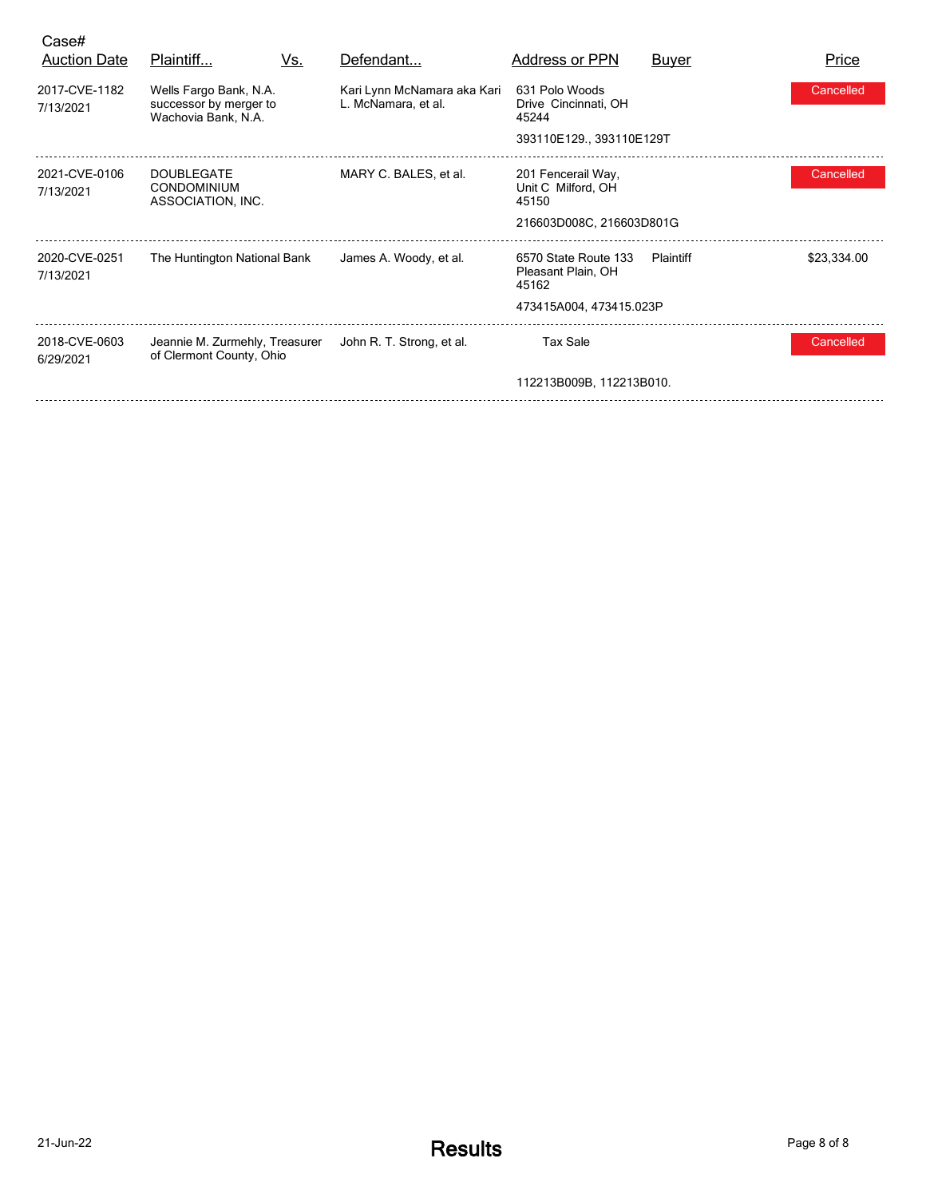| Case# Auction Date | Plaintiff... | Vs. | Defendant... | Address or PPN | Buyer | Price |
|---|---|---|---|---|---|---|
| 2017-CVE-1182 7/13/2021 | Wells Fargo Bank, N.A. successor by merger to Wachovia Bank, N.A. | | Kari Lynn McNamara aka Kari L. McNamara, et al. | 631 Polo Woods Drive Cincinnati, OH 45244 393110E129., 393110E129T | | Cancelled |
| 2021-CVE-0106 7/13/2021 | DOUBLEGATE CONDOMINIUM ASSOCIATION, INC. | | MARY C. BALES, et al. | 201 Fencerail Way, Unit C Milford, OH 45150 216603D008C, 216603D801G | | Cancelled |
| 2020-CVE-0251 7/13/2021 | The Huntington National Bank | | James A. Woody, et al. | 6570 State Route 133 Pleasant Plain, OH 45162 473415A004, 473415.023P | Plaintiff | $23,334.00 |
| 2018-CVE-0603 6/29/2021 | Jeannie M. Zurmehly, Treasurer of Clermont County, Ohio | | John R. T. Strong, et al. | Tax Sale 112213B009B, 112213B010. | | Cancelled |

21-Jun-22

**Results**